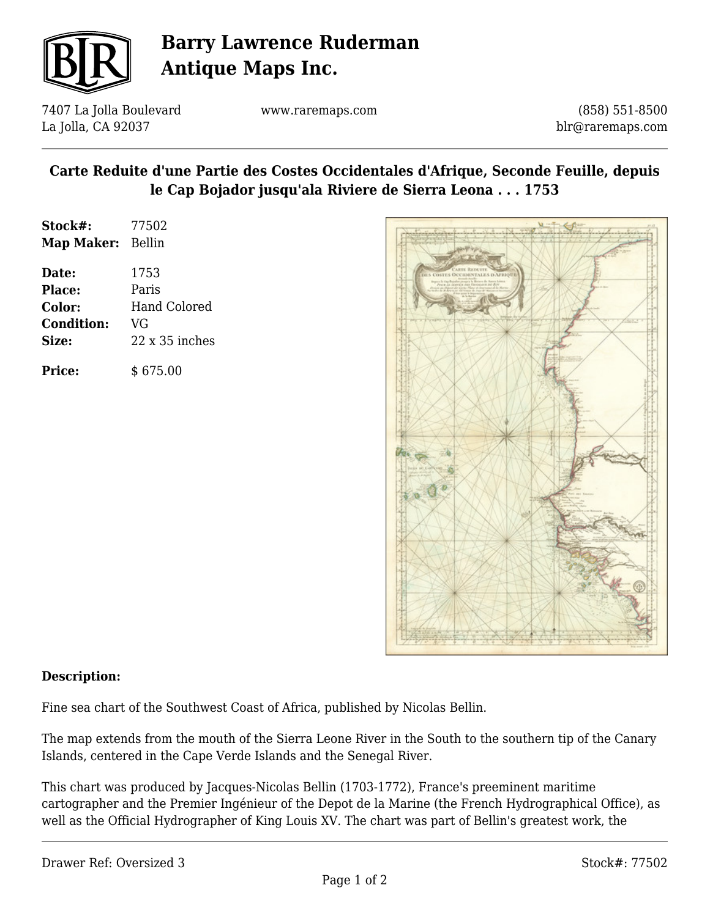# Barry Lawrence Ruderman Antique Maps Inc.

7407 La Jolla Boulevard
La Jolla, CA 92037

www.raremaps.com

(858) 551-8500
blr@raremaps.com

## Carte Reduite d'une Partie des Costes Occidentales d'Afrique, Seconde Feuille, depuis le Cap Bojador jusqu'ala Riviere de Sierra Leona . . . 1753

| | |
|---|---|
| **Stock#:** | 77502 |
| **Map Maker:** | Bellin |
| **Date:** | 1753 |
| **Place:** | Paris |
| **Color:** | Hand Colored |
| **Condition:** | VG |
| **Size:** | 22 x 35 inches |
| **Price:** | $ 675.00 |

**Description:**

Fine sea chart of the Southwest Coast of Africa, published by Nicolas Bellin.

The map extends from the mouth of the Sierra Leone River in the South to the southern tip of the Canary Islands, centered in the Cape Verde Islands and the Senegal River.

This chart was produced by Jacques-Nicolas Bellin (1703-1772), France's preeminent maritime cartographer and the Premier Ingénieur of the Depot de la Marine (the French Hydrographical Office), as well as the Official Hydrographer of King Louis XV. The chart was part of Bellin's greatest work, the

Drawer Ref: Oversized 3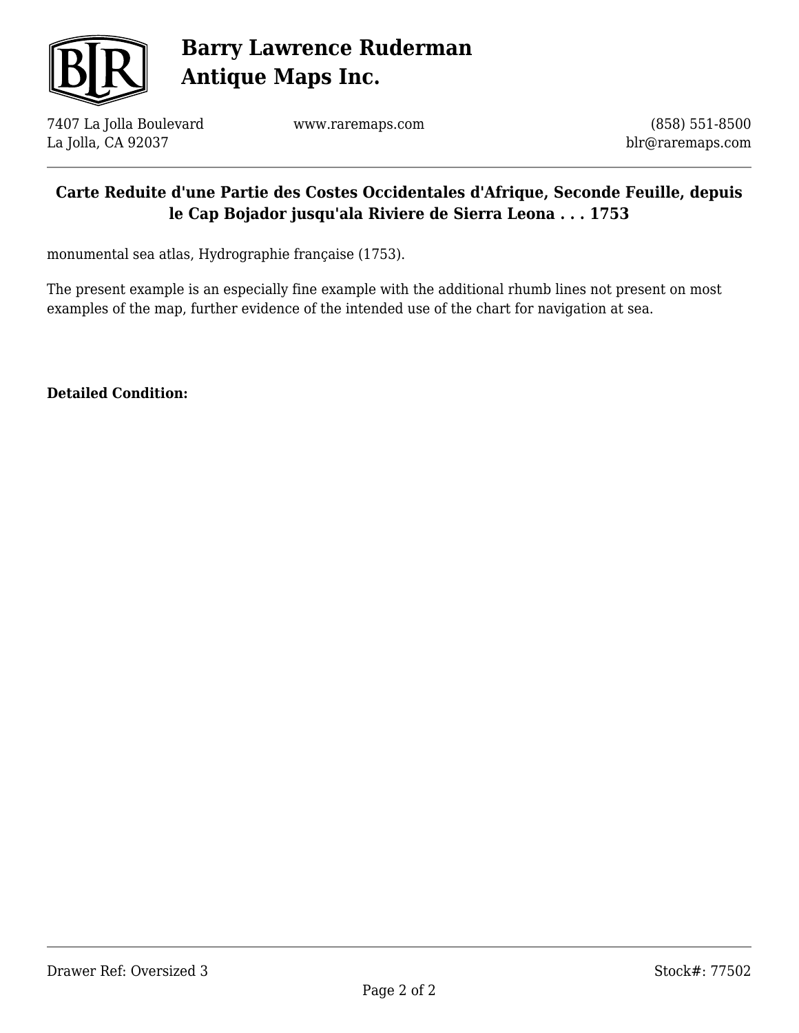monumental sea atlas, Hydrographie française (1753).

The present example is an especially fine example with the additional rhumb lines not present on most examples of the map, further evidence of the intended use of the chart for navigation at sea.

**Detailed Condition:**